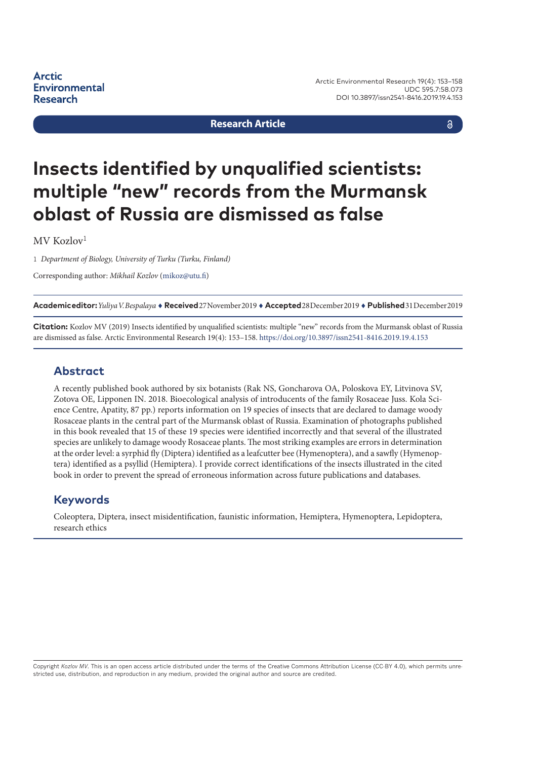Research Article

# Insects identified by unqualified scientists: multiple "new" records from the Murmansk oblast of Russia are dismissed as false

MV Kozlov[1]

1 *Department of Biology, University of Turku (Turku, Finland)*

Corresponding author: *Mikhail Kozlov* (mikoz@utu.fi)

**Academic editor:** *Yuliya V. Bespalaya* ♦ **Received** 27 November 2019 ♦ **Accepted** 28 December 2019 ♦ **Published** 31 December 2019

**Citation:** Kozlov MV (2019) Insects identified by unqualified scientists: multiple "new" records from the Murmansk oblast of Russia are dismissed as false. Arctic Environmental Research 19(4): 153–158. https://doi.org/10.3897/issn2541-8416.2019.19.4.153

## Abstract

A recently published book authored by six botanists (Rak NS, Goncharova OA, Poloskova EY, Litvinova SV, Zotova OE, Lipponen IN. 2018. Bioecological analysis of introducents of the family Rosaceae Juss. Kola Science Centre, Apatity, 87 pp.) reports information on 19 species of insects that are declared to damage woody Rosaceae plants in the central part of the Murmansk oblast of Russia. Examination of photographs published in this book revealed that 15 of these 19 species were identified incorrectly and that several of the illustrated species are unlikely to damage woody Rosaceae plants. The most striking examples are errors in determination at the order level: a syrphid fly (Diptera) identified as a leafcutter bee (Hymenoptera), and a sawfly (Hymenoptera) identified as a psyllid (Hemiptera). I provide correct identifications of the insects illustrated in the cited book in order to prevent the spread of erroneous information across future publications and databases.

## Keywords

Coleoptera, Diptera, insect misidentification, faunistic information, Hemiptera, Hymenoptera, Lepidoptera, research ethics

Copyright *Kozlov MV*. This is an open access article distributed under the terms of the Creative Commons Attribution License (CC-BY 4.0), which permits unrestricted use, distribution, and reproduction in any medium, provided the original author and source are credited.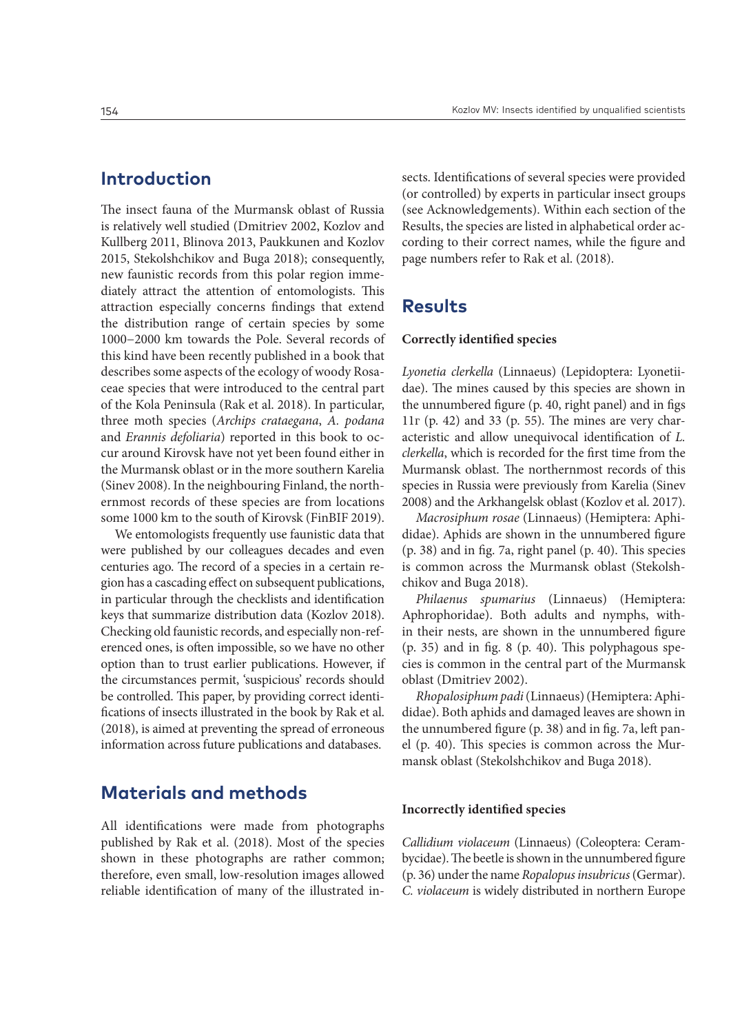## Introduction

The insect fauna of the Murmansk oblast of Russia is relatively well studied (Dmitriev 2002, Kozlov and Kullberg 2011, Blinova 2013, Paukkunen and Kozlov 2015, Stekolshchikov and Buga 2018); consequently, new faunistic records from this polar region immediately attract the attention of entomologists. This attraction especially concerns findings that extend the distribution range of certain species by some 1000–2000 km towards the Pole. Several records of this kind have been recently published in a book that describes some aspects of the ecology of woody Rosaceae species that were introduced to the central part of the Kola Peninsula (Rak et al. 2018). In particular, three moth species (*Archips crataegana*, *A. podana* and *Erannis defoliaria*) reported in this book to occur around Kirovsk have not yet been found either in the Murmansk oblast or in the more southern Karelia (Sinev 2008). In the neighbouring Finland, the northernmost records of these species are from locations some 1000 km to the south of Kirovsk (FinBIF 2019).

We entomologists frequently use faunistic data that were published by our colleagues decades and even centuries ago. The record of a species in a certain region has a cascading effect on subsequent publications, in particular through the checklists and identification keys that summarize distribution data (Kozlov 2018). Checking old faunistic records, and especially non-referenced ones, is often impossible, so we have no other option than to trust earlier publications. However, if the circumstances permit, 'suspicious' records should be controlled. This paper, by providing correct identifications of insects illustrated in the book by Rak et al. (2018), is aimed at preventing the spread of erroneous information across future publications and databases.

## Materials and methods

All identifications were made from photographs published by Rak et al. (2018). Most of the species shown in these photographs are rather common; therefore, even small, low-resolution images allowed reliable identification of many of the illustrated insects. Identifications of several species were provided (or controlled) by experts in particular insect groups (see Acknowledgements). Within each section of the Results, the species are listed in alphabetical order according to their correct names, while the figure and page numbers refer to Rak et al. (2018).

## Results

### Correctly identified species

*Lyonetia clerkella* (Linnaeus) (Lepidoptera: Lyonetiidae). The mines caused by this species are shown in the unnumbered figure (p. 40, right panel) and in figs 11r (p. 42) and 33 (p. 55). The mines are very characteristic and allow unequivocal identification of *L. clerkella*, which is recorded for the first time from the Murmansk oblast. The northernmost records of this species in Russia were previously from Karelia (Sinev 2008) and the Arkhangelsk oblast (Kozlov et al. 2017).

*Macrosiphum rosae* (Linnaeus) (Hemiptera: Aphididae). Aphids are shown in the unnumbered figure (p. 38) and in fig. 7a, right panel (p. 40). This species is common across the Murmansk oblast (Stekolshchikov and Buga 2018).

*Philaenus spumarius* (Linnaeus) (Hemiptera: Aphrophoridae). Both adults and nymphs, within their nests, are shown in the unnumbered figure (p. 35) and in fig. 8 (p. 40). This polyphagous species is common in the central part of the Murmansk oblast (Dmitriev 2002).

*Rhopalosiphum padi* (Linnaeus) (Hemiptera: Aphididae). Both aphids and damaged leaves are shown in the unnumbered figure (p. 38) and in fig. 7a, left panel (p. 40). This species is common across the Murmansk oblast (Stekolshchikov and Buga 2018).

### Incorrectly identified species

*Callidium violaceum* (Linnaeus) (Coleoptera: Cerambycidae). The beetle is shown in the unnumbered figure (p. 36) under the name *Ropalopus insubricus* (Germar). *C. violaceum* is widely distributed in northern Europe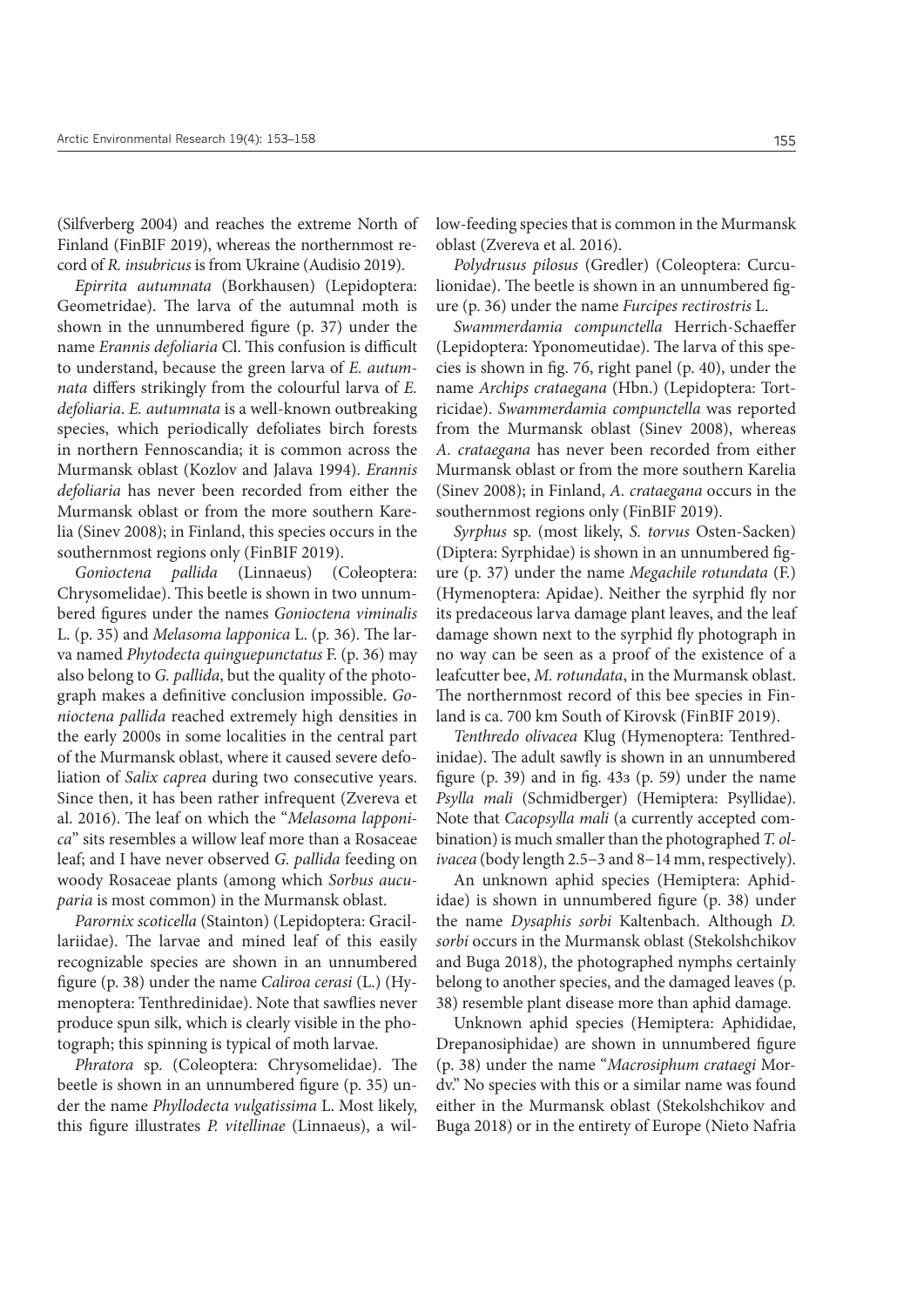(Silfverberg 2004) and reaches the extreme North of Finland (FinBIF 2019), whereas the northernmost record of *R. insubricus* is from Ukraine (Audisio 2019).

*Epirrita autumnata* (Borkhausen) (Lepidoptera: Geometridae). The larva of the autumnal moth is shown in the unnumbered figure (p. 37) under the name *Erannis defoliaria* Cl. This confusion is difficult to understand, because the green larva of *E. autumnata* differs strikingly from the colourful larva of *E. defoliaria*. *E. autumnata* is a well-known outbreaking species, which periodically defoliates birch forests in northern Fennoscandia; it is common across the Murmansk oblast (Kozlov and Jalava 1994). *Erannis defoliaria* has never been recorded from either the Murmansk oblast or from the more southern Karelia (Sinev 2008); in Finland, this species occurs in the southernmost regions only (FinBIF 2019).

*Gonioctena pallida* (Linnaeus) (Coleoptera: Chrysomelidae). This beetle is shown in two unnumbered figures under the names *Gonioctena viminalis* L. (p. 35) and *Melasoma lapponica* L. (p. 36). The larva named *Phytodecta quinguepunctatus* F. (p. 36) may also belong to *G. pallida*, but the quality of the photograph makes a definitive conclusion impossible. *Gonioctena pallida* reached extremely high densities in the early 2000s in some localities in the central part of the Murmansk oblast, where it caused severe defoliation of *Salix caprea* during two consecutive years. Since then, it has been rather infrequent (Zvereva et al. 2016). The leaf on which the "*Melasoma lapponica*" sits resembles a willow leaf more than a Rosaceae leaf; and I have never observed *G. pallida* feeding on woody Rosaceae plants (among which *Sorbus aucuparia* is most common) in the Murmansk oblast.

*Parornix scoticella* (Stainton) (Lepidoptera: Gracillariidae). The larvae and mined leaf of this easily recognizable species are shown in an unnumbered figure (p. 38) under the name *Caliroa cerasi* (L.) (Hymenoptera: Tenthredinidae). Note that sawflies never produce spun silk, which is clearly visible in the photograph; this spinning is typical of moth larvae.

*Phratora* sp. (Coleoptera: Chrysomelidae). The beetle is shown in an unnumbered figure (p. 35) under the name *Phyllodecta vulgatissima* L. Most likely, this figure illustrates *P. vitellinae* (Linnaeus), a willow-feeding species that is common in the Murmansk oblast (Zvereva et al. 2016).

*Polydrusus pilosus* (Gredler) (Coleoptera: Curculionidae). The beetle is shown in an unnumbered figure (p. 36) under the name *Furcipes rectirostris* L.

*Swammerdamia compunctella* Herrich-Schaeffer (Lepidoptera: Yponomeutidae). The larva of this species is shown in fig. 76, right panel (p. 40), under the name *Archips crataegana* (Hbn.) (Lepidoptera: Tortricidae). *Swammerdamia compunctella* was reported from the Murmansk oblast (Sinev 2008), whereas *A. crataegana* has never been recorded from either Murmansk oblast or from the more southern Karelia (Sinev 2008); in Finland, *A. crataegana* occurs in the southernmost regions only (FinBIF 2019).

*Syrphus* sp. (most likely, *S. torvus* Osten-Sacken) (Diptera: Syrphidae) is shown in an unnumbered figure (p. 37) under the name *Megachile rotundata* (F.) (Hymenoptera: Apidae). Neither the syrphid fly nor its predaceous larva damage plant leaves, and the leaf damage shown next to the syrphid fly photograph in no way can be seen as a proof of the existence of a leafcutter bee, *M. rotundata*, in the Murmansk oblast. The northernmost record of this bee species in Finland is ca. 700 km South of Kirovsk (FinBIF 2019).

*Tenthredo olivacea* Klug (Hymenoptera: Tenthredinidae). The adult sawfly is shown in an unnumbered figure (p. 39) and in fig. 43з (p. 59) under the name *Psylla mali* (Schmidberger) (Hemiptera: Psyllidae). Note that *Cacopsylla mali* (a currently accepted combination) is much smaller than the photographed *T. olivacea* (body length 2.5–3 and 8–14 mm, respectively).

An unknown aphid species (Hemiptera: Aphididae) is shown in unnumbered figure (p. 38) under the name *Dysaphis sorbi* Kaltenbach. Although *D. sorbi* occurs in the Murmansk oblast (Stekolshchikov and Buga 2018), the photographed nymphs certainly belong to another species, and the damaged leaves (p. 38) resemble plant disease more than aphid damage.

Unknown aphid species (Hemiptera: Aphididae, Drepanosiphidae) are shown in unnumbered figure (p. 38) under the name "*Macrosiphum crataegi* Mordv." No species with this or a similar name was found either in the Murmansk oblast (Stekolshchikov and Buga 2018) or in the entirety of Europe (Nieto Nafria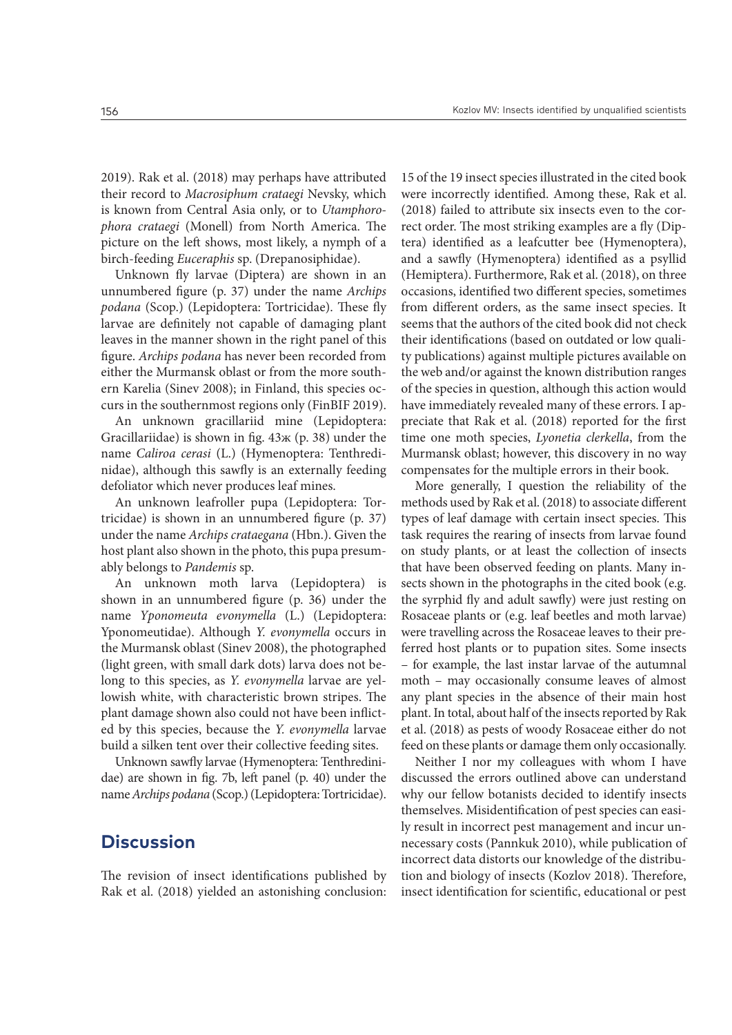2019). Rak et al. (2018) may perhaps have attributed their record to *Macrosiphum crataegi* Nevsky, which is known from Central Asia only, or to *Utamphorophora crataegi* (Monell) from North America. The picture on the left shows, most likely, a nymph of a birch-feeding *Euceraphis* sp. (Drepanosiphidae).

Unknown fly larvae (Diptera) are shown in an unnumbered figure (p. 37) under the name *Archips podana* (Scop.) (Lepidoptera: Tortricidae). These fly larvae are definitely not capable of damaging plant leaves in the manner shown in the right panel of this figure. *Archips podana* has never been recorded from either the Murmansk oblast or from the more southern Karelia (Sinev 2008); in Finland, this species occurs in the southernmost regions only (FinBIF 2019).

An unknown gracillariid mine (Lepidoptera: Gracillariidae) is shown in fig. 43ж (p. 38) under the name *Caliroa cerasi* (L.) (Hymenoptera: Tenthredinidae), although this sawfly is an externally feeding defoliator which never produces leaf mines.

An unknown leafroller pupa (Lepidoptera: Tortricidae) is shown in an unnumbered figure (p. 37) under the name *Archips crataegana* (Hbn.). Given the host plant also shown in the photo, this pupa presumably belongs to *Pandemis* sp.

An unknown moth larva (Lepidoptera) is shown in an unnumbered figure (p. 36) under the name *Yponomeuta evonymella* (L.) (Lepidoptera: Yponomeutidae). Although *Y. evonymella* occurs in the Murmansk oblast (Sinev 2008), the photographed (light green, with small dark dots) larva does not belong to this species, as *Y. evonymella* larvae are yellowish white, with characteristic brown stripes. The plant damage shown also could not have been inflicted by this species, because the *Y. evonymella* larvae build a silken tent over their collective feeding sites.

Unknown sawfly larvae (Hymenoptera: Tenthredinidae) are shown in fig. 7b, left panel (p. 40) under the name *Archips podana* (Scop.) (Lepidoptera: Tortricidae).

## Discussion

The revision of insect identifications published by Rak et al. (2018) yielded an astonishing conclusion: 15 of the 19 insect species illustrated in the cited book were incorrectly identified. Among these, Rak et al. (2018) failed to attribute six insects even to the correct order. The most striking examples are a fly (Diptera) identified as a leafcutter bee (Hymenoptera), and a sawfly (Hymenoptera) identified as a psyllid (Hemiptera). Furthermore, Rak et al. (2018), on three occasions, identified two different species, sometimes from different orders, as the same insect species. It seems that the authors of the cited book did not check their identifications (based on outdated or low quality publications) against multiple pictures available on the web and/or against the known distribution ranges of the species in question, although this action would have immediately revealed many of these errors. I appreciate that Rak et al. (2018) reported for the first time one moth species, *Lyonetia clerkella*, from the Murmansk oblast; however, this discovery in no way compensates for the multiple errors in their book.

More generally, I question the reliability of the methods used by Rak et al. (2018) to associate different types of leaf damage with certain insect species. This task requires the rearing of insects from larvae found on study plants, or at least the collection of insects that have been observed feeding on plants. Many insects shown in the photographs in the cited book (e.g. the syrphid fly and adult sawfly) were just resting on Rosaceae plants or (e.g. leaf beetles and moth larvae) were travelling across the Rosaceae leaves to their preferred host plants or to pupation sites. Some insects – for example, the last instar larvae of the autumnal moth – may occasionally consume leaves of almost any plant species in the absence of their main host plant. In total, about half of the insects reported by Rak et al. (2018) as pests of woody Rosaceae either do not feed on these plants or damage them only occasionally.

Neither I nor my colleagues with whom I have discussed the errors outlined above can understand why our fellow botanists decided to identify insects themselves. Misidentification of pest species can easily result in incorrect pest management and incur unnecessary costs (Pannkuk 2010), while publication of incorrect data distorts our knowledge of the distribution and biology of insects (Kozlov 2018). Therefore, insect identification for scientific, educational or pest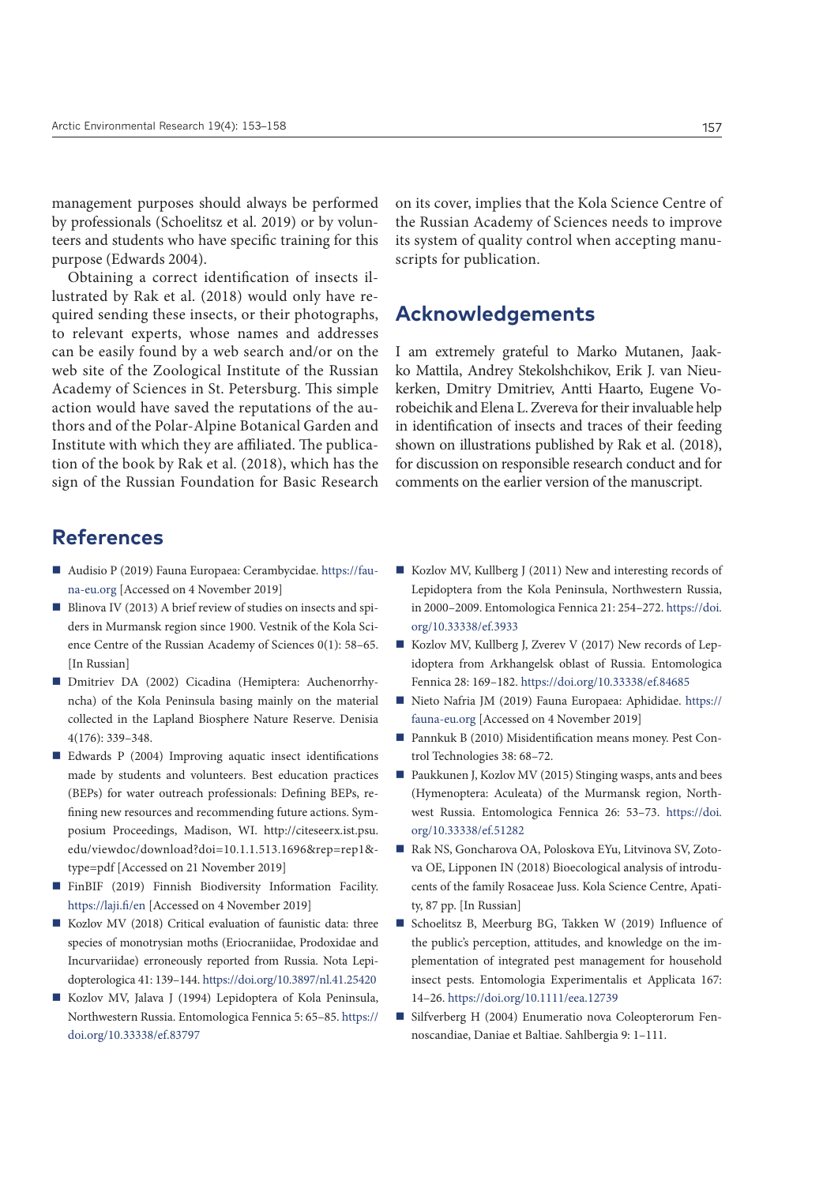management purposes should always be performed by professionals (Schoelitsz et al. 2019) or by volunteers and students who have specific training for this purpose (Edwards 2004).

Obtaining a correct identification of insects illustrated by Rak et al. (2018) would only have required sending these insects, or their photographs, to relevant experts, whose names and addresses can be easily found by a web search and/or on the web site of the Zoological Institute of the Russian Academy of Sciences in St. Petersburg. This simple action would have saved the reputations of the authors and of the Polar-Alpine Botanical Garden and Institute with which they are affiliated. The publication of the book by Rak et al. (2018), which has the sign of the Russian Foundation for Basic Research on its cover, implies that the Kola Science Centre of the Russian Academy of Sciences needs to improve its system of quality control when accepting manuscripts for publication.

## Acknowledgements

I am extremely grateful to Marko Mutanen, Jaakko Mattila, Andrey Stekolshchikov, Erik J. van Nieukerken, Dmitry Dmitriev, Antti Haarto, Eugene Vorobeichik and Elena L. Zvereva for their invaluable help in identification of insects and traces of their feeding shown on illustrations published by Rak et al. (2018), for discussion on responsible research conduct and for comments on the earlier version of the manuscript.

## References

- Audisio P (2019) Fauna Europaea: Cerambycidae. https://fauna-eu.org [Accessed on 4 November 2019]
- Blinova IV (2013) A brief review of studies on insects and spiders in Murmansk region since 1900. Vestnik of the Kola Science Centre of the Russian Academy of Sciences 0(1): 58–65. [In Russian]
- Dmitriev DA (2002) Cicadina (Hemiptera: Auchenorrhyncha) of the Kola Peninsula basing mainly on the material collected in the Lapland Biosphere Nature Reserve. Denisia 4(176): 339–348.
- Edwards P (2004) Improving aquatic insect identifications made by students and volunteers. Best education practices (BEPs) for water outreach professionals: Defining BEPs, refining new resources and recommending future actions. Symposium Proceedings, Madison, WI. http://citeseerx.ist.psu.edu/viewdoc/download?doi=10.1.1.513.1696&rep=rep1&type=pdf [Accessed on 21 November 2019]
- FinBIF (2019) Finnish Biodiversity Information Facility. https://laji.fi/en [Accessed on 4 November 2019]
- Kozlov MV (2018) Critical evaluation of faunistic data: three species of monotrysian moths (Eriocraniidae, Prodoxidae and Incurvariidae) erroneously reported from Russia. Nota Lepidopterologica 41: 139–144. https://doi.org/10.3897/nl.41.25420
- Kozlov MV, Jalava J (1994) Lepidoptera of Kola Peninsula, Northwestern Russia. Entomologica Fennica 5: 65–85. https://doi.org/10.33338/ef.83797
- Kozlov MV, Kullberg J (2011) New and interesting records of Lepidoptera from the Kola Peninsula, Northwestern Russia, in 2000–2009. Entomologica Fennica 21: 254–272. https://doi.org/10.33338/ef.3933
- Kozlov MV, Kullberg J, Zverev V (2017) New records of Lepidoptera from Arkhangelsk oblast of Russia. Entomologica Fennica 28: 169–182. https://doi.org/10.33338/ef.84685
- Nieto Nafria JM (2019) Fauna Europaea: Aphididae. https://fauna-eu.org [Accessed on 4 November 2019]
- Pannkuk B (2010) Misidentification means money. Pest Control Technologies 38: 68–72.
- Paukkunen J, Kozlov MV (2015) Stinging wasps, ants and bees (Hymenoptera: Aculeata) of the Murmansk region, Northwest Russia. Entomologica Fennica 26: 53–73. https://doi.org/10.33338/ef.51282
- Rak NS, Goncharova OA, Poloskova EYu, Litvinova SV, Zotova OE, Lipponen IN (2018) Bioecological analysis of introducents of the family Rosaceae Juss. Kola Science Centre, Apatity, 87 pp. [In Russian]
- Schoelitsz B, Meerburg BG, Takken W (2019) Influence of the public's perception, attitudes, and knowledge on the implementation of integrated pest management for household insect pests. Entomologia Experimentalis et Applicata 167: 14–26. https://doi.org/10.1111/eea.12739
- Silfverberg H (2004) Enumeratio nova Coleopterorum Fennoscandiae, Daniae et Baltiae. Sahlbergia 9: 1–111.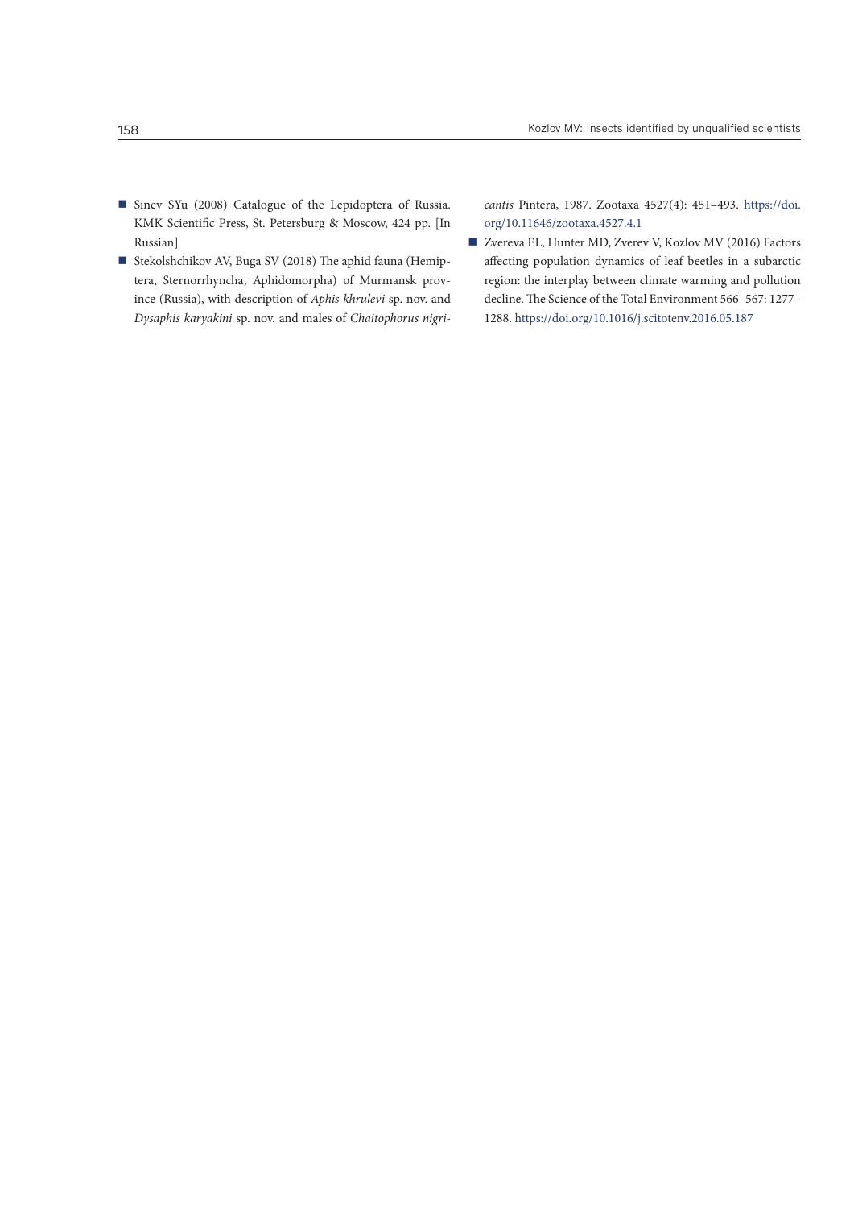- Sinev SYu (2008) Catalogue of the Lepidoptera of Russia. KMK Scientific Press, St. Petersburg & Moscow, 424 pp. [In Russian]
- Stekolshchikov AV, Buga SV (2018) The aphid fauna (Hemiptera, Sternorrhyncha, Aphidomorpha) of Murmansk province (Russia), with description of *Aphis khrulevi* sp. nov. and *Dysaphis karyakini* sp. nov. and males of *Chaitophorus nigricantis* Pintera, 1987. Zootaxa 4527(4): 451–493. https://doi.org/10.11646/zootaxa.4527.4.1
- Zvereva EL, Hunter MD, Zverev V, Kozlov MV (2016) Factors affecting population dynamics of leaf beetles in a subarctic region: the interplay between climate warming and pollution decline. The Science of the Total Environment 566–567: 1277–1288. https://doi.org/10.1016/j.scitotenv.2016.05.187